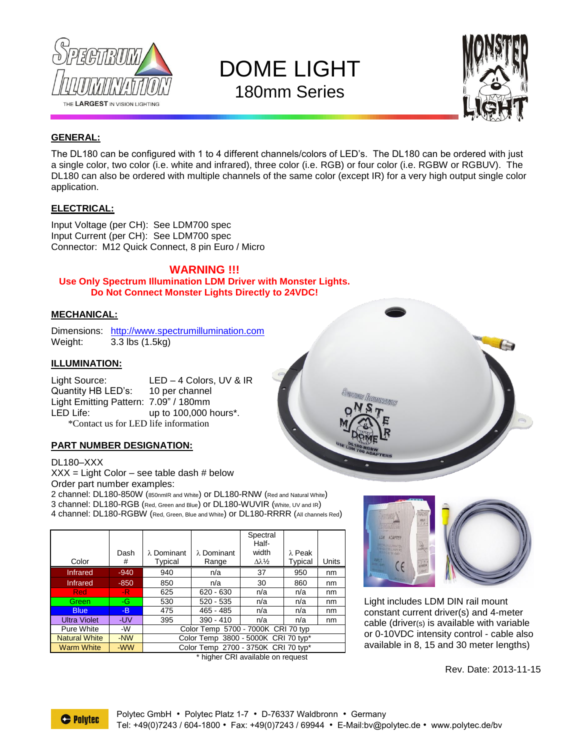# DOME LIGHT

## 180mm Series

### GENERAL:

The DL180 can be configured with 1 to 4 different channels/colors of LED's. The DL180 can be ordered with just a single color, two color (i.e. white and infrared), three color (i.e. RGB) or four color (i.e. RGBW or RGBUV). The DL180 can also be ordered with multiple channels of the same color (except IR) for a very high output single color application.

### ELECTRICAL:

Input Voltage (per CH): See LDM700 spec
Input Current (per CH): See LDM700 spec
Connector: M12 Quick Connect, 8 pin Euro / Micro

**WARNING !!!**
**Use Only Spectrum Illumination LDM Driver with Monster Lights.**
**Do Not Connect Monster Lights Directly to 24VDC!**

### MECHANICAL:

Dimensions: http://www.spectrumillumination.com
Weight: 3.3 lbs (1.5kg)

### ILLUMINATION:

Light Source: LED – 4 Colors, UV & IR
Quantity HB LED's: 10 per channel
Light Emitting Pattern: 7.09" / 180mm
LED Life: up to 100,000 hours*.
*Contact us for LED life information

### PART NUMBER DESIGNATION:

DL180–XXX
XXX = Light Color – see table dash # below
Order part number examples:
2 channel: DL180-850W (850nmIR and White) or DL180-RNW (Red and Natural White)
3 channel: DL180-RGB (Red, Green and Blue) or DL180-WUVIR (White, UV and IR)
4 channel: DL180-RGBW (Red, Green, Blue and White) or DL180-RRRR (All channels Red)

| Color | Dash # | λ Dominant Typical | λ Dominant Range | Spectral Half-width $\Delta\lambda_{1/2}$ | λ Peak Typical | Units |
|---|---|---|---|---|---|---|
| Infrared | -940 | 940 | n/a | 37 | 950 | nm |
| Infrared | -850 | 850 | n/a | 30 | 860 | nm |
| Red | -R | 625 | 620 - 630 | n/a | n/a | nm |
| Green | -G | 530 | 520 - 535 | n/a | n/a | nm |
| Blue | -B | 475 | 465 - 485 | n/a | n/a | nm |
| Ultra Violet | -UV | 395 | 390 - 410 | n/a | n/a | nm |
| Pure White | -W | Color Temp 5700 - 7000K CRI 70 typ | | | | |
| Natural White | -NW | Color Temp 3800 - 5000K CRI 70 typ* | | | | |
| Warm White | -WW | Color Temp 2700 - 3750K CRI 70 typ* | | | | |

\* higher CRI available on request

Light includes LDM DIN rail mount constant current driver(s) and 4-meter cable (driver(s) is available with variable or 0-10VDC intensity control - cable also available in 8, 15 and 30 meter lengths)

Rev. Date: 2013-11-15

Polytec GmbH • Polytec Platz 1-7 • D-76337 Waldbronn • Germany
Tel: +49(0)7243 / 604-1800 • Fax: +49(0)7243 / 69944 • E-Mail:bv@polytec.de • www.polytec.de/bv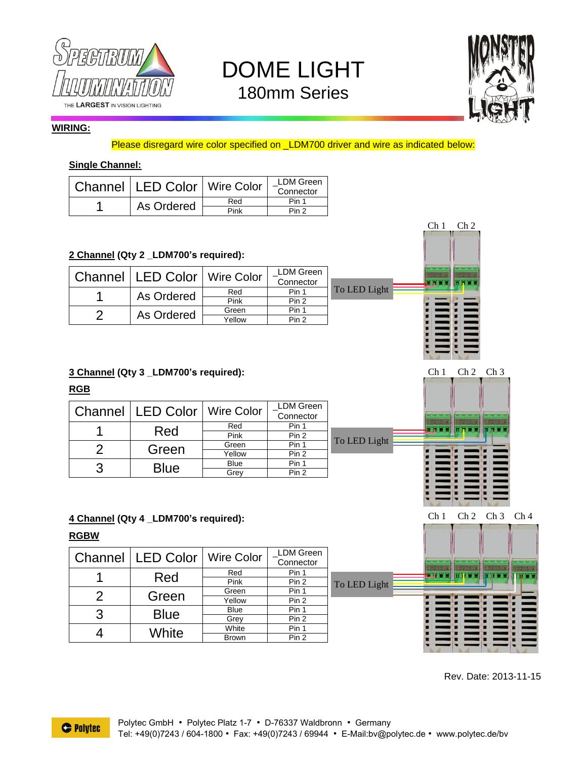# DOME LIGHT

## 180mm Series

**WIRING:**

Please disregard wire color specified on _LDM700 driver and wire as indicated below:

**Single Channel:**

| Channel | LED Color | Wire Color | _LDM Green Connector |
|---|---|---|---|
| 1 | As Ordered | Red | Pin 1 |
| | | Pink | Pin 2 |

**2 Channel** **(Qty 2 _LDM700's required):**

| Channel | LED Color | Wire Color | _LDM Green Connector |
|---|---|---|---|
| 1 | As Ordered | Red | Pin 1 |
| | | Pink | Pin 2 |
| 2 | As Ordered | Green | Pin 1 |
| | | Yellow | Pin 2 |

Ch 1 Ch 2

To LED Light

**3 Channel** **(Qty 3 _LDM700's required):**

**RGB**

| Channel | LED Color | Wire Color | _LDM Green Connector |
|---|---|---|---|
| 1 | Red | Red | Pin 1 |
| | | Pink | Pin 2 |
| 2 | Green | Green | Pin 1 |
| | | Yellow | Pin 2 |
| 3 | Blue | Blue | Pin 1 |
| | | Grey | Pin 2 |

Ch 1 Ch 2 Ch 3

To LED Light

**4 Channel** **(Qty 4 _LDM700's required):**

**RGBW**

| Channel | LED Color | Wire Color | _LDM Green Connector |
|---|---|---|---|
| 1 | Red | Red | Pin 1 |
| | | Pink | Pin 2 |
| 2 | Green | Green | Pin 1 |
| | | Yellow | Pin 2 |
| 3 | Blue | Blue | Pin 1 |
| | | Grey | Pin 2 |
| 4 | White | White | Pin 1 |
| | | Brown | Pin 2 |

Ch 1 Ch 2 Ch 3 Ch 4

To LED Light

Rev. Date: 2013-11-15

Polytec GmbH • Polytec Platz 1-7 • D-76337 Waldbronn • Germany
Tel: +49(0)7243 / 604-1800 • Fax: +49(0)7243 / 69944 • E-Mail:bv@polytec.de • www.polytec.de/bv